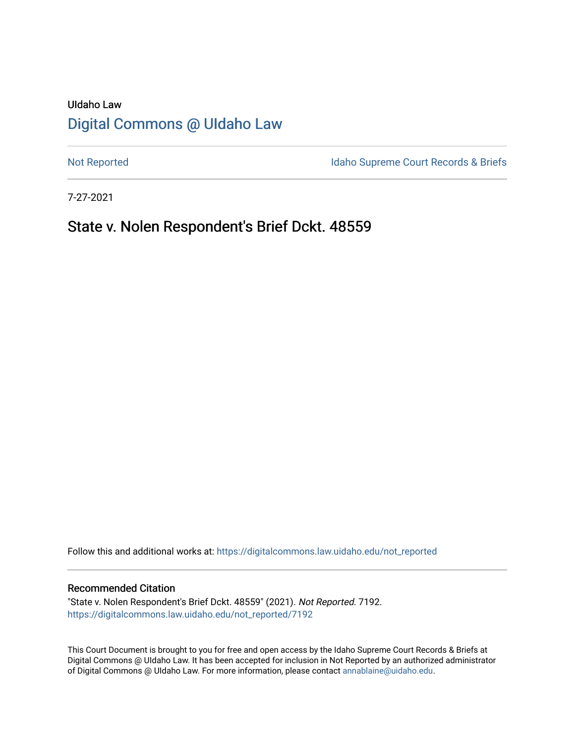UIdaho Law

# Digital Commons @ UIdaho Law

Not Reported | Idaho Supreme Court Records & Briefs

7-27-2021

## State v. Nolen Respondent's Brief Dckt. 48559

Follow this and additional works at: https://digitalcommons.law.uidaho.edu/not_reported

### Recommended Citation

"State v. Nolen Respondent's Brief Dckt. 48559" (2021). *Not Reported*. 7192.
https://digitalcommons.law.uidaho.edu/not_reported/7192

This Court Document is brought to you for free and open access by the Idaho Supreme Court Records & Briefs at Digital Commons @ UIdaho Law. It has been accepted for inclusion in Not Reported by an authorized administrator of Digital Commons @ UIdaho Law. For more information, please contact annablaine@uidaho.edu.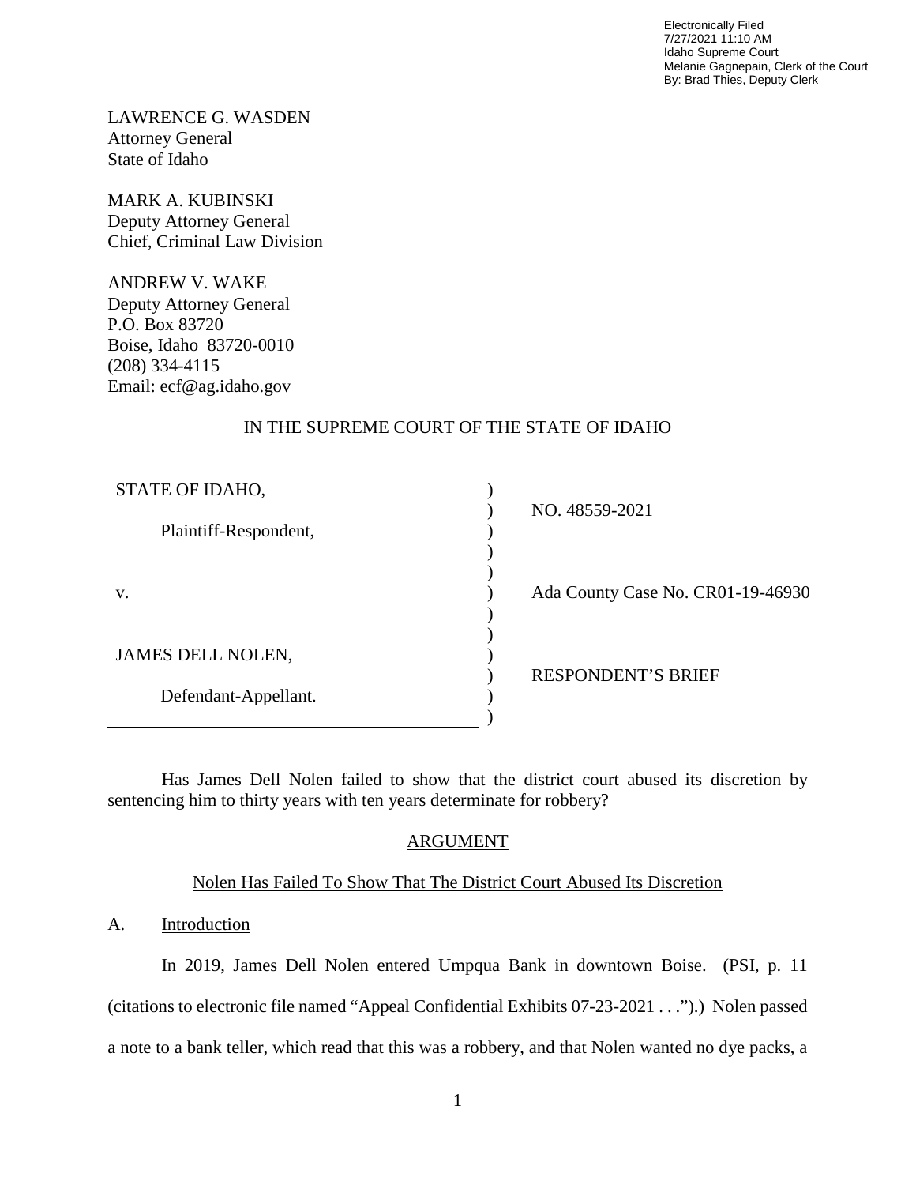Electronically Filed
7/27/2021 11:10 AM
Idaho Supreme Court
Melanie Gagnepain, Clerk of the Court
By: Brad Thies, Deputy Clerk

LAWRENCE G. WASDEN
Attorney General
State of Idaho

MARK A. KUBINSKI
Deputy Attorney General
Chief, Criminal Law Division

ANDREW V. WAKE
Deputy Attorney General
P.O. Box 83720
Boise, Idaho 83720-0010
(208) 334-4115
Email: ecf@ag.idaho.gov

IN THE SUPREME COURT OF THE STATE OF IDAHO

| | | |
|---|---|---|
| STATE OF IDAHO,<br><br>Plaintiff-Respondent, | ) | NO. 48559-2021 |
| v. | ) | Ada County Case No. CR01-19-46930 |
| JAMES DELL NOLEN,<br><br>Defendant-Appellant. | ) | RESPONDENT'S BRIEF |

Has James Dell Nolen failed to show that the district court abused its discretion by sentencing him to thirty years with ten years determinate for robbery?

## ARGUMENT

### Nolen Has Failed To Show That The District Court Abused Its Discretion

A. Introduction

In 2019, James Dell Nolen entered Umpqua Bank in downtown Boise. (PSI, p. 11 (citations to electronic file named "Appeal Confidential Exhibits 07-23-2021 . . .").) Nolen passed a note to a bank teller, which read that this was a robbery, and that Nolen wanted no dye packs, a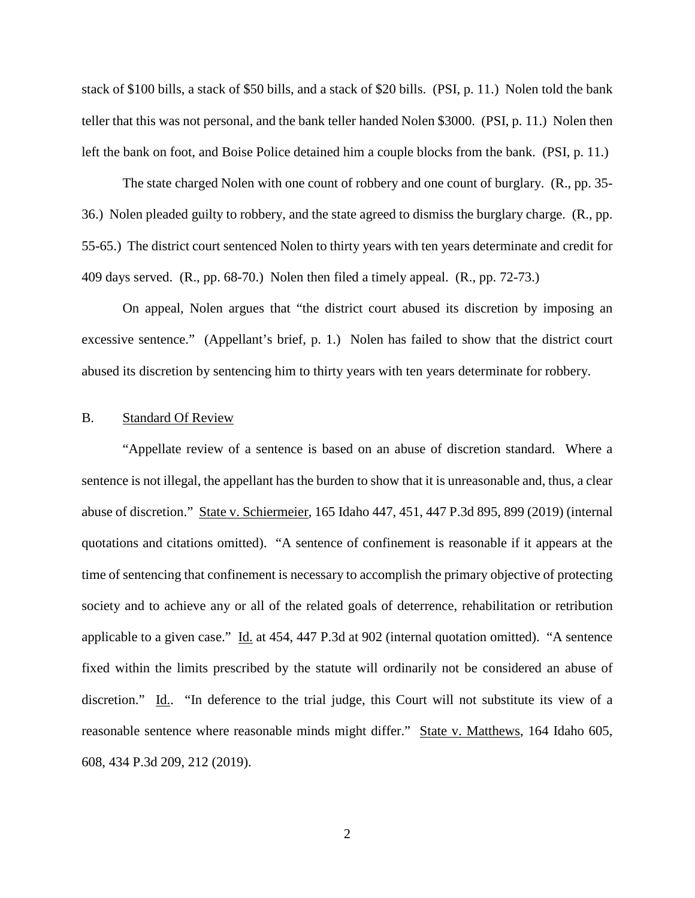stack of $100 bills, a stack of $50 bills, and a stack of $20 bills. (PSI, p. 11.) Nolen told the bank teller that this was not personal, and the bank teller handed Nolen $3000. (PSI, p. 11.) Nolen then left the bank on foot, and Boise Police detained him a couple blocks from the bank. (PSI, p. 11.)

The state charged Nolen with one count of robbery and one count of burglary. (R., pp. 35-36.) Nolen pleaded guilty to robbery, and the state agreed to dismiss the burglary charge. (R., pp. 55-65.) The district court sentenced Nolen to thirty years with ten years determinate and credit for 409 days served. (R., pp. 68-70.) Nolen then filed a timely appeal. (R., pp. 72-73.)

On appeal, Nolen argues that "the district court abused its discretion by imposing an excessive sentence." (Appellant's brief, p. 1.) Nolen has failed to show that the district court abused its discretion by sentencing him to thirty years with ten years determinate for robbery.

## B. Standard Of Review

"Appellate review of a sentence is based on an abuse of discretion standard. Where a sentence is not illegal, the appellant has the burden to show that it is unreasonable and, thus, a clear abuse of discretion." State v. Schiermeier, 165 Idaho 447, 451, 447 P.3d 895, 899 (2019) (internal quotations and citations omitted). "A sentence of confinement is reasonable if it appears at the time of sentencing that confinement is necessary to accomplish the primary objective of protecting society and to achieve any or all of the related goals of deterrence, rehabilitation or retribution applicable to a given case." Id. at 454, 447 P.3d at 902 (internal quotation omitted). "A sentence fixed within the limits prescribed by the statute will ordinarily not be considered an abuse of discretion." Id.. "In deference to the trial judge, this Court will not substitute its view of a reasonable sentence where reasonable minds might differ." State v. Matthews, 164 Idaho 605, 608, 434 P.3d 209, 212 (2019).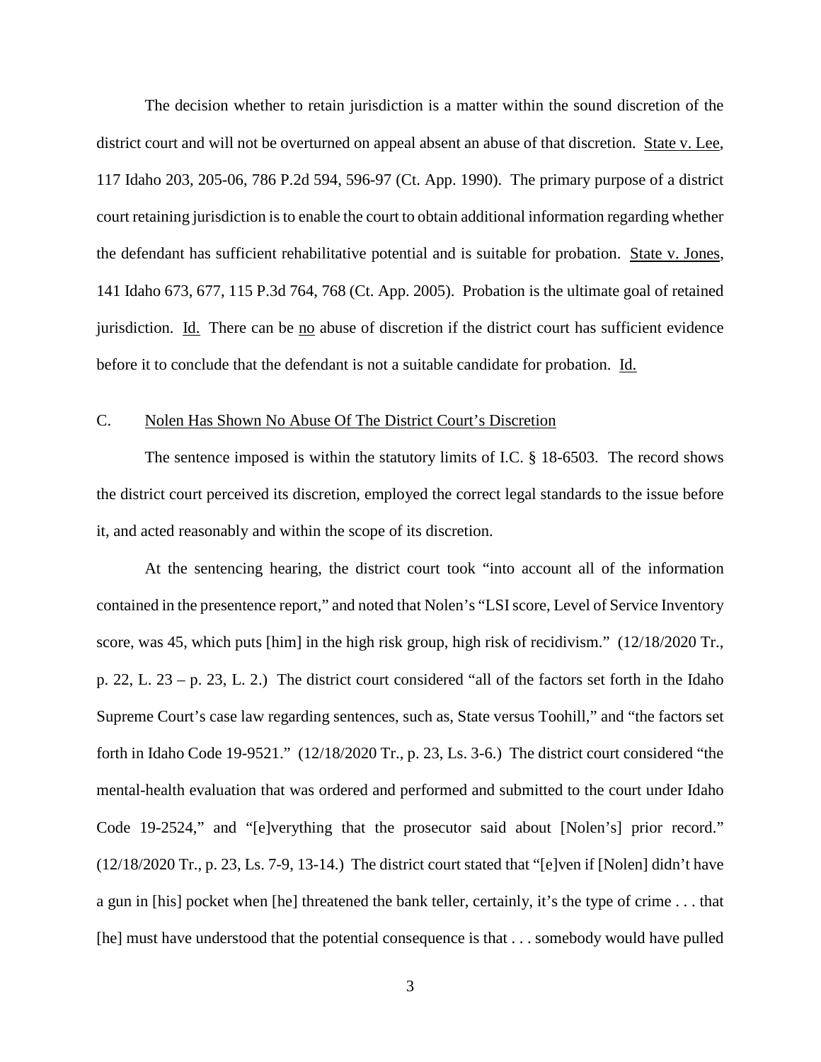The decision whether to retain jurisdiction is a matter within the sound discretion of the district court and will not be overturned on appeal absent an abuse of that discretion. State v. Lee, 117 Idaho 203, 205-06, 786 P.2d 594, 596-97 (Ct. App. 1990). The primary purpose of a district court retaining jurisdiction is to enable the court to obtain additional information regarding whether the defendant has sufficient rehabilitative potential and is suitable for probation. State v. Jones, 141 Idaho 673, 677, 115 P.3d 764, 768 (Ct. App. 2005). Probation is the ultimate goal of retained jurisdiction. Id. There can be no abuse of discretion if the district court has sufficient evidence before it to conclude that the defendant is not a suitable candidate for probation. Id.

C. Nolen Has Shown No Abuse Of The District Court's Discretion

The sentence imposed is within the statutory limits of I.C. § 18-6503. The record shows the district court perceived its discretion, employed the correct legal standards to the issue before it, and acted reasonably and within the scope of its discretion.

At the sentencing hearing, the district court took "into account all of the information contained in the presentence report," and noted that Nolen's "LSI score, Level of Service Inventory score, was 45, which puts [him] in the high risk group, high risk of recidivism." (12/18/2020 Tr., p. 22, L. 23 – p. 23, L. 2.) The district court considered "all of the factors set forth in the Idaho Supreme Court's case law regarding sentences, such as, State versus Toohill," and "the factors set forth in Idaho Code 19-9521." (12/18/2020 Tr., p. 23, Ls. 3-6.) The district court considered "the mental-health evaluation that was ordered and performed and submitted to the court under Idaho Code 19-2524," and "[e]verything that the prosecutor said about [Nolen's] prior record." (12/18/2020 Tr., p. 23, Ls. 7-9, 13-14.) The district court stated that "[e]ven if [Nolen] didn't have a gun in [his] pocket when [he] threatened the bank teller, certainly, it's the type of crime . . . that [he] must have understood that the potential consequence is that . . . somebody would have pulled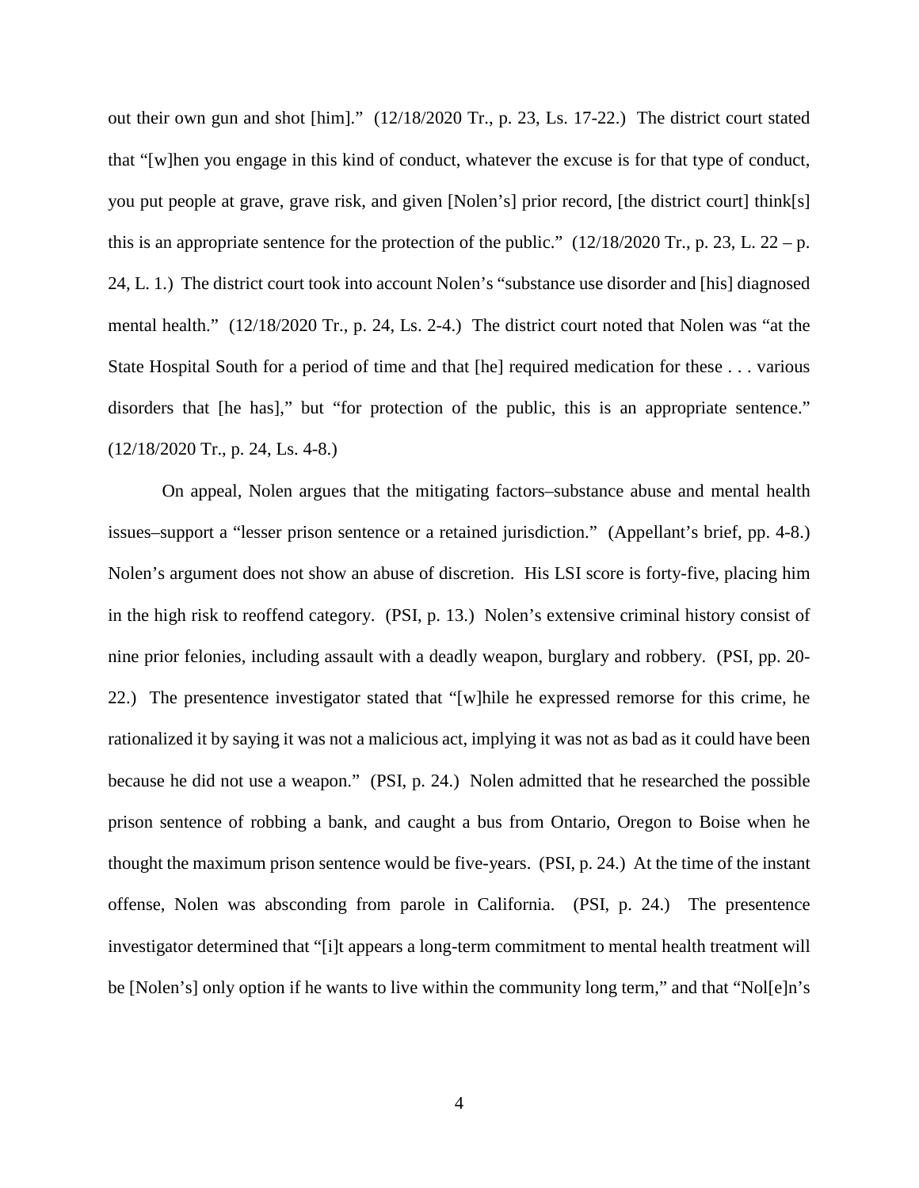out their own gun and shot [him]." (12/18/2020 Tr., p. 23, Ls. 17-22.) The district court stated that "[w]hen you engage in this kind of conduct, whatever the excuse is for that type of conduct, you put people at grave, grave risk, and given [Nolen's] prior record, [the district court] think[s] this is an appropriate sentence for the protection of the public." (12/18/2020 Tr., p. 23, L. 22 – p. 24, L. 1.) The district court took into account Nolen's "substance use disorder and [his] diagnosed mental health." (12/18/2020 Tr., p. 24, Ls. 2-4.) The district court noted that Nolen was "at the State Hospital South for a period of time and that [he] required medication for these . . . various disorders that [he has]," but "for protection of the public, this is an appropriate sentence." (12/18/2020 Tr., p. 24, Ls. 4-8.)

On appeal, Nolen argues that the mitigating factors–substance abuse and mental health issues–support a "lesser prison sentence or a retained jurisdiction." (Appellant's brief, pp. 4-8.) Nolen's argument does not show an abuse of discretion. His LSI score is forty-five, placing him in the high risk to reoffend category. (PSI, p. 13.) Nolen's extensive criminal history consist of nine prior felonies, including assault with a deadly weapon, burglary and robbery. (PSI, pp. 20-22.) The presentence investigator stated that "[w]hile he expressed remorse for this crime, he rationalized it by saying it was not a malicious act, implying it was not as bad as it could have been because he did not use a weapon." (PSI, p. 24.) Nolen admitted that he researched the possible prison sentence of robbing a bank, and caught a bus from Ontario, Oregon to Boise when he thought the maximum prison sentence would be five-years. (PSI, p. 24.) At the time of the instant offense, Nolen was absconding from parole in California. (PSI, p. 24.) The presentence investigator determined that "[i]t appears a long-term commitment to mental health treatment will be [Nolen's] only option if he wants to live within the community long term," and that "Nol[e]n's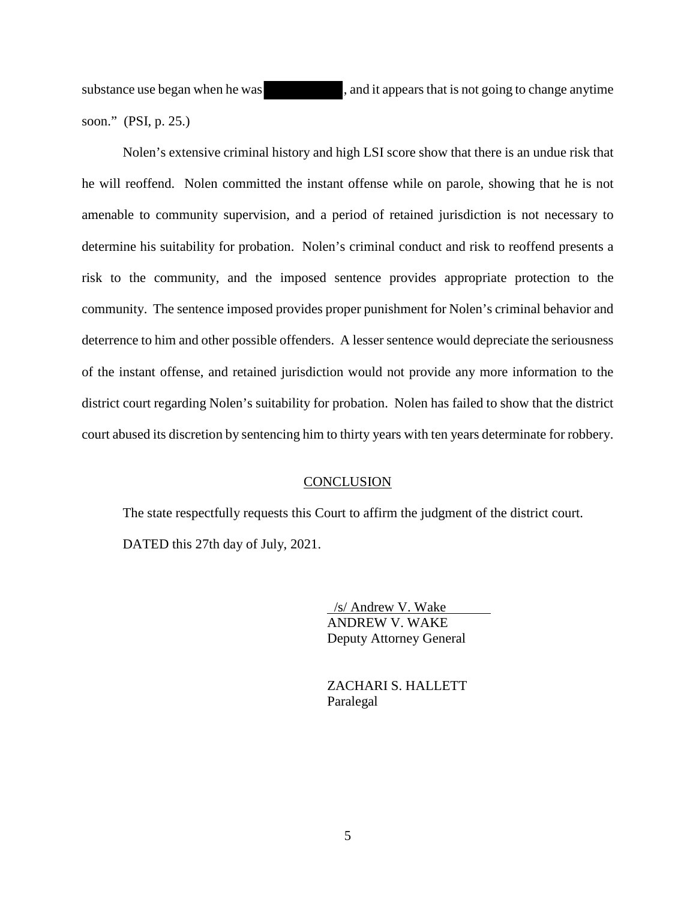substance use began when he was [REDACTED], and it appears that is not going to change anytime soon." (PSI, p. 25.)

Nolen's extensive criminal history and high LSI score show that there is an undue risk that he will reoffend. Nolen committed the instant offense while on parole, showing that he is not amenable to community supervision, and a period of retained jurisdiction is not necessary to determine his suitability for probation. Nolen's criminal conduct and risk to reoffend presents a risk to the community, and the imposed sentence provides appropriate protection to the community. The sentence imposed provides proper punishment for Nolen's criminal behavior and deterrence to him and other possible offenders. A lesser sentence would depreciate the seriousness of the instant offense, and retained jurisdiction would not provide any more information to the district court regarding Nolen's suitability for probation. Nolen has failed to show that the district court abused its discretion by sentencing him to thirty years with ten years determinate for robbery.

## CONCLUSION

The state respectfully requests this Court to affirm the judgment of the district court.

DATED this 27th day of July, 2021.

/s/ Andrew V. Wake
ANDREW V. WAKE
Deputy Attorney General

ZACHARI S. HALLETT
Paralegal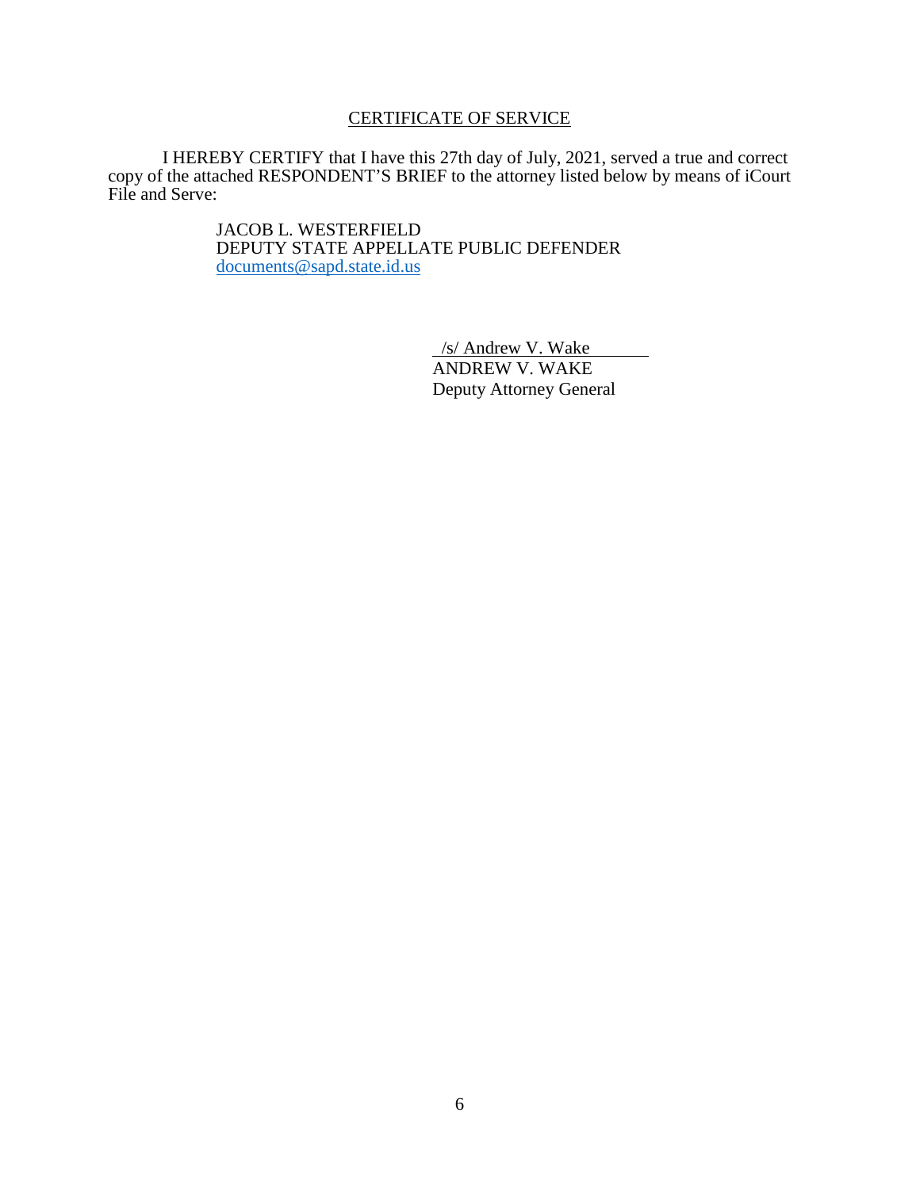## CERTIFICATE OF SERVICE

I HEREBY CERTIFY that I have this 27th day of July, 2021, served a true and correct copy of the attached RESPONDENT'S BRIEF to the attorney listed below by means of iCourt File and Serve:

JACOB L. WESTERFIELD
DEPUTY STATE APPELLATE PUBLIC DEFENDER
documents@sapd.state.id.us

/s/ Andrew V. Wake
ANDREW V. WAKE
Deputy Attorney General